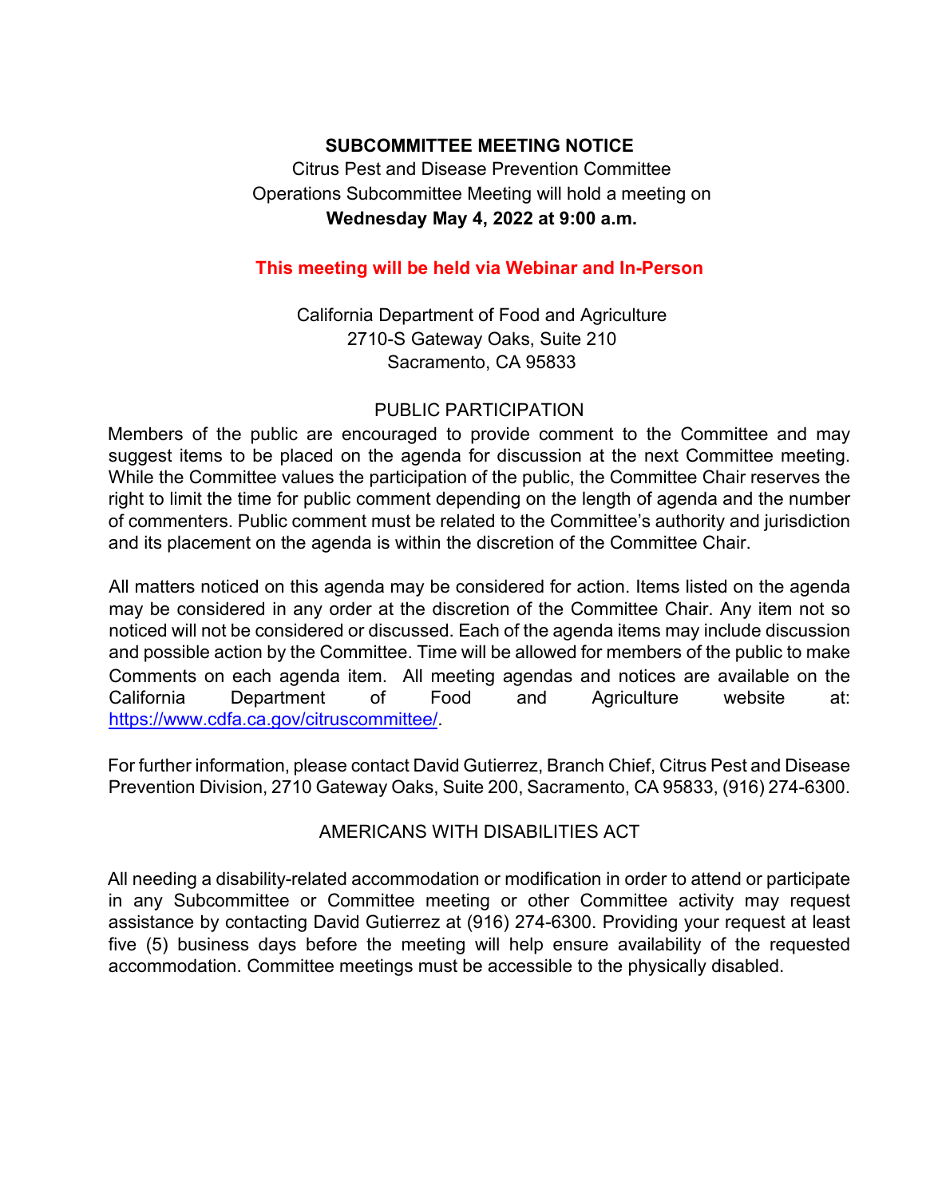# SUBCOMMITTEE MEETING NOTICE

Citrus Pest and Disease Prevention Committee
Operations Subcommittee Meeting will hold a meeting on
**Wednesday May 4, 2022 at 9:00 a.m.**

**This meeting will be held via Webinar and In-Person**

California Department of Food and Agriculture
2710-S Gateway Oaks, Suite 210
Sacramento, CA 95833

## PUBLIC PARTICIPATION

Members of the public are encouraged to provide comment to the Committee and may suggest items to be placed on the agenda for discussion at the next Committee meeting. While the Committee values the participation of the public, the Committee Chair reserves the right to limit the time for public comment depending on the length of agenda and the number of commenters. Public comment must be related to the Committee's authority and jurisdiction and its placement on the agenda is within the discretion of the Committee Chair.

All matters noticed on this agenda may be considered for action. Items listed on the agenda may be considered in any order at the discretion of the Committee Chair. Any item not so noticed will not be considered or discussed. Each of the agenda items may include discussion and possible action by the Committee. Time will be allowed for members of the public to make Comments on each agenda item. All meeting agendas and notices are available on the California Department of Food and Agriculture website at: https://www.cdfa.ca.gov/citruscommittee/.

For further information, please contact David Gutierrez, Branch Chief, Citrus Pest and Disease Prevention Division, 2710 Gateway Oaks, Suite 200, Sacramento, CA 95833, (916) 274-6300.

## AMERICANS WITH DISABILITIES ACT

All needing a disability-related accommodation or modification in order to attend or participate in any Subcommittee or Committee meeting or other Committee activity may request assistance by contacting David Gutierrez at (916) 274-6300. Providing your request at least five (5) business days before the meeting will help ensure availability of the requested accommodation. Committee meetings must be accessible to the physically disabled.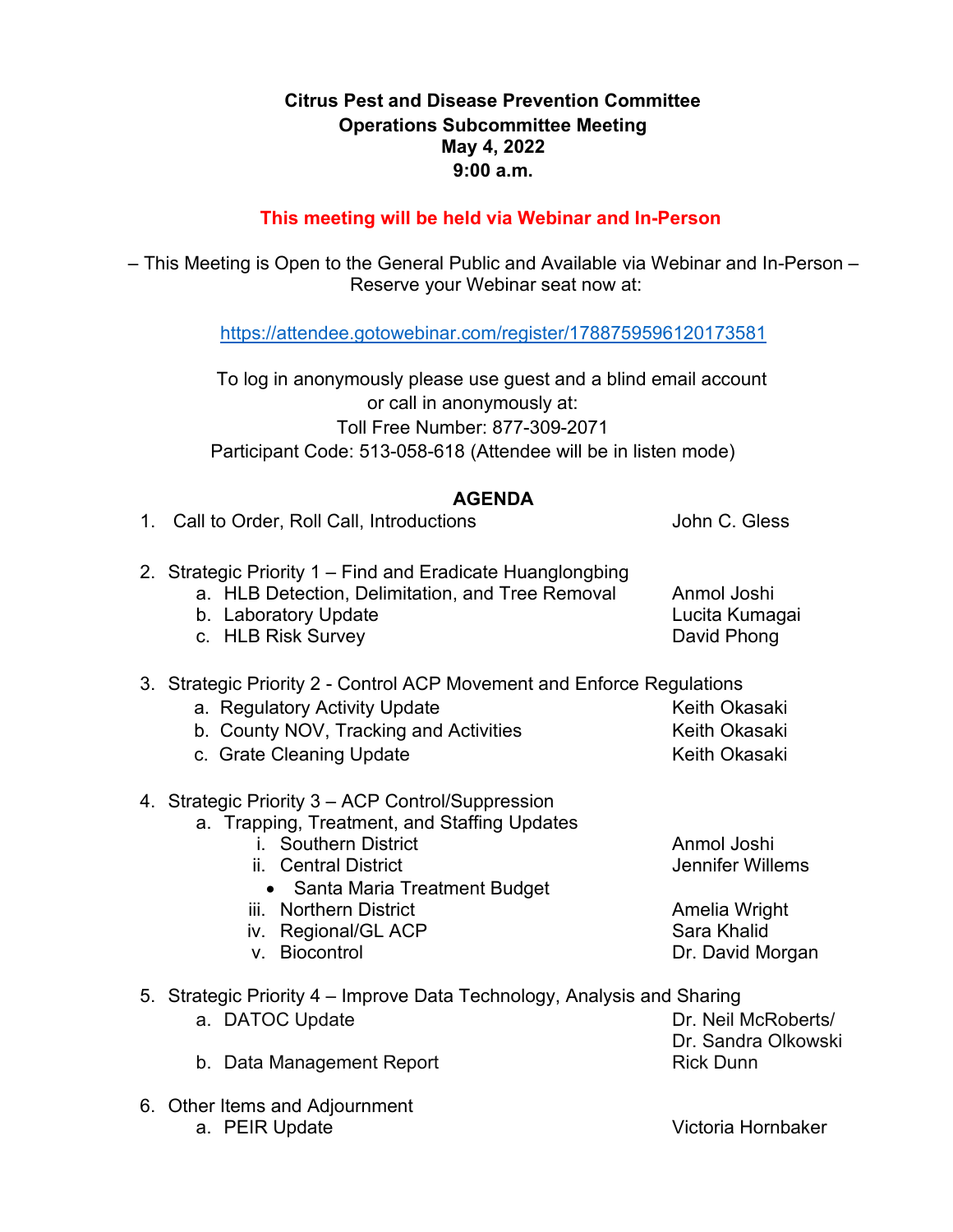**Citrus Pest and Disease Prevention Committee**
**Operations Subcommittee Meeting**
**May 4, 2022**
**9:00 a.m.**

**This meeting will be held via Webinar and In-Person**

– This Meeting is Open to the General Public and Available via Webinar and In-Person –
Reserve your Webinar seat now at:

https://attendee.gotowebinar.com/register/1788759596120173581

To log in anonymously please use guest and a blind email account
or call in anonymously at:
Toll Free Number: 877-309-2071
Participant Code: 513-058-618 (Attendee will be in listen mode)

## AGENDA

1. Call to Order, Roll Call, Introductions — John C. Gless

2. Strategic Priority 1 – Find and Eradicate Huanglongbing
   a. HLB Detection, Delimitation, and Tree Removal — Anmol Joshi
   b. Laboratory Update — Lucita Kumagai
   c. HLB Risk Survey — David Phong

3. Strategic Priority 2 - Control ACP Movement and Enforce Regulations
   a. Regulatory Activity Update — Keith Okasaki
   b. County NOV, Tracking and Activities — Keith Okasaki
   c. Grate Cleaning Update — Keith Okasaki

4. Strategic Priority 3 – ACP Control/Suppression
   a. Trapping, Treatment, and Staffing Updates
      i. Southern District — Anmol Joshi
      ii. Central District — Jennifer Willems
         - Santa Maria Treatment Budget
      iii. Northern District — Amelia Wright
      iv. Regional/GL ACP — Sara Khalid
      v. Biocontrol — Dr. David Morgan

5. Strategic Priority 4 – Improve Data Technology, Analysis and Sharing
   a. DATOC Update — Dr. Neil McRoberts/ Dr. Sandra Olkowski
   b. Data Management Report — Rick Dunn

6. Other Items and Adjournment
   a. PEIR Update — Victoria Hornbaker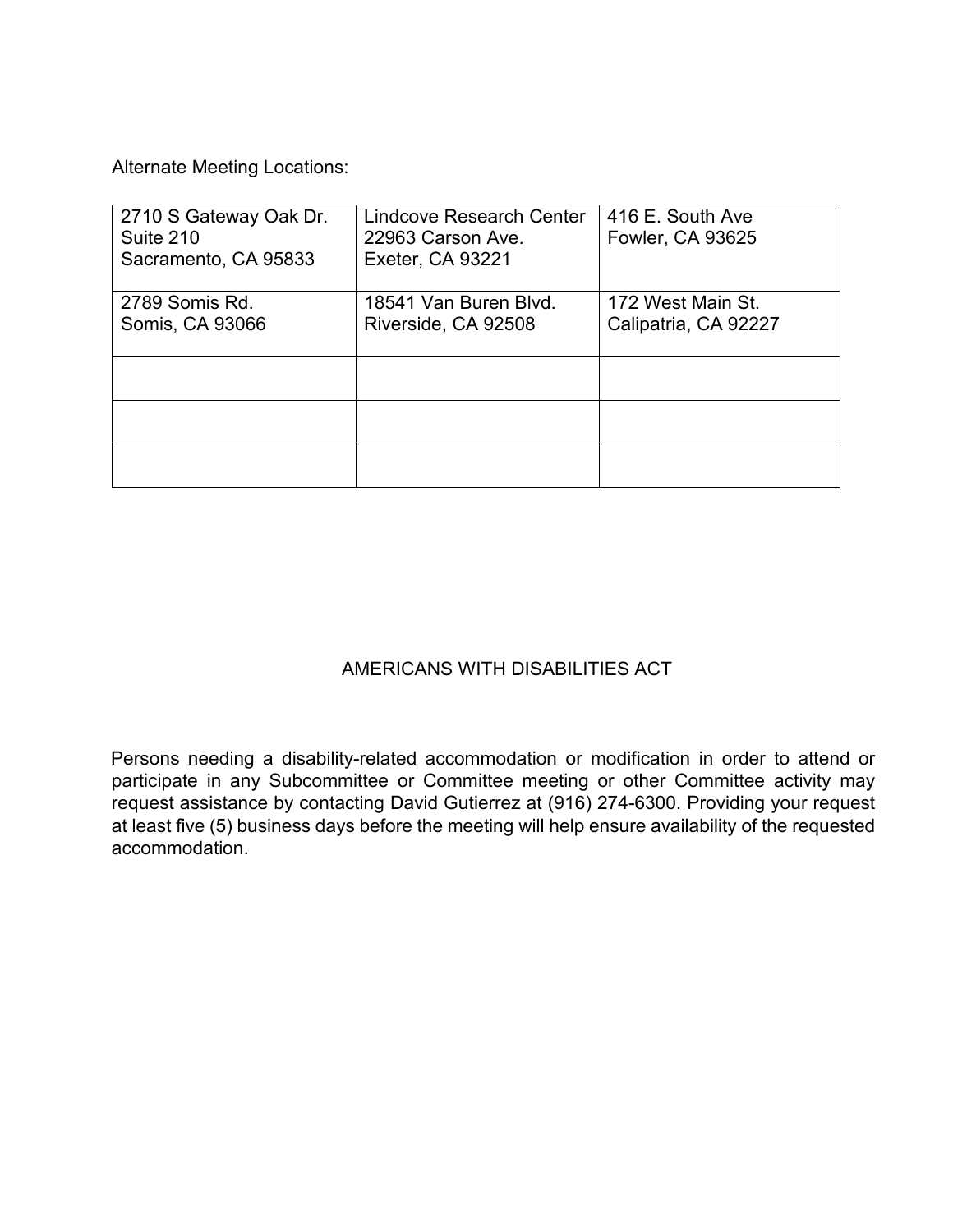Alternate Meeting Locations:

| | | |
|---|---|---|
| 2710 S Gateway Oak Dr.<br>Suite 210<br>Sacramento, CA 95833 | Lindcove Research Center<br>22963 Carson Ave.<br>Exeter, CA 93221 | 416 E. South Ave<br>Fowler, CA 93625 |
| 2789 Somis Rd.<br>Somis, CA 93066 | 18541 Van Buren Blvd.<br>Riverside, CA 92508 | 172 West Main St.<br>Calipatria, CA 92227 |
| | | |
| | | |
| | | |

## AMERICANS WITH DISABILITIES ACT

Persons needing a disability-related accommodation or modification in order to attend or participate in any Subcommittee or Committee meeting or other Committee activity may request assistance by contacting David Gutierrez at (916) 274-6300. Providing your request at least five (5) business days before the meeting will help ensure availability of the requested accommodation.